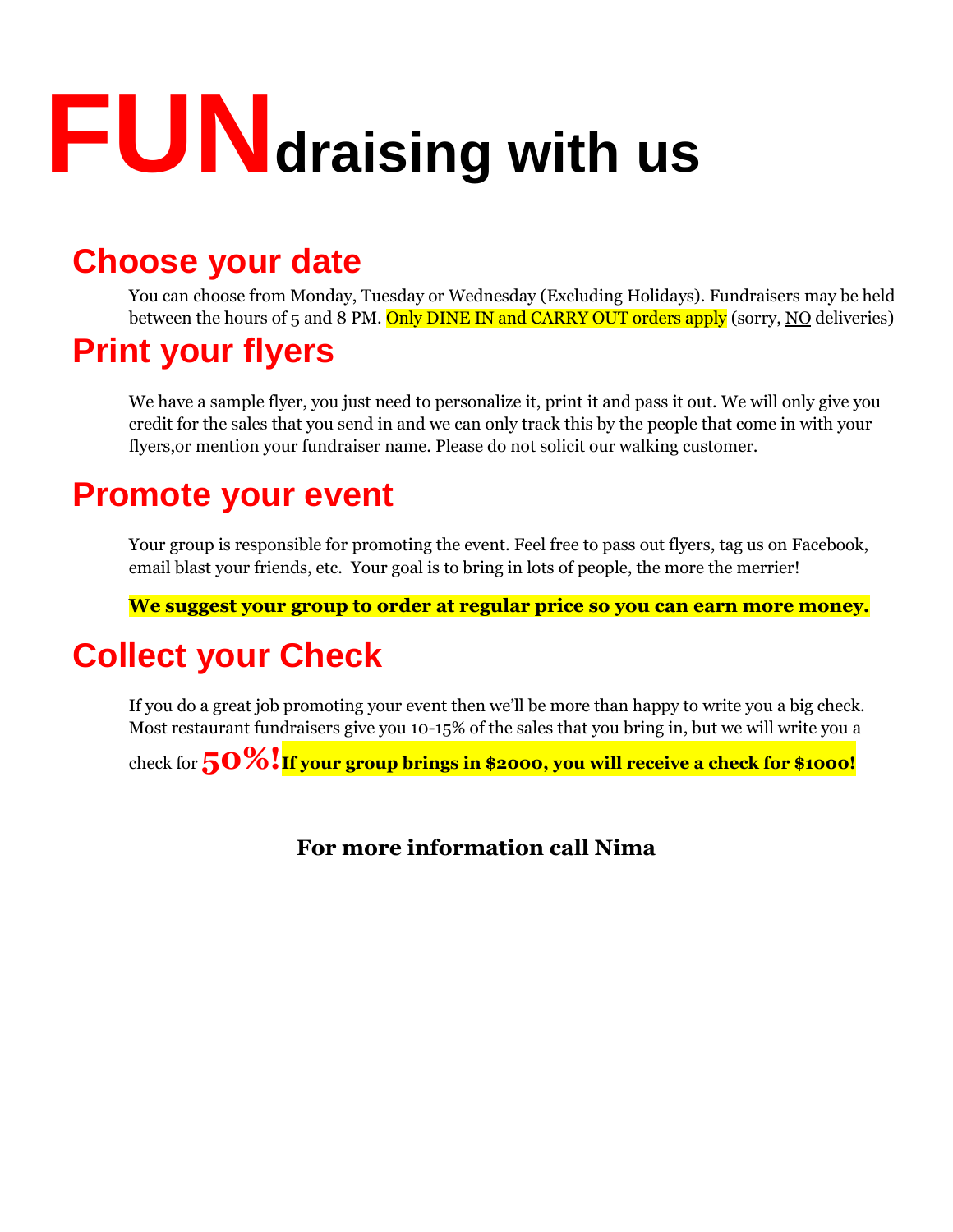# FUNdraising with us

## Choose your date

You can choose from Monday, Tuesday or Wednesday (Excluding Holidays). Fundraisers may be held between the hours of 5 and 8 PM. Only DINE IN and CARRY OUT orders apply (sorry, NO deliveries)

## Print your flyers

We have a sample flyer, you just need to personalize it, print it and pass it out. We will only give you credit for the sales that you send in and we can only track this by the people that come in with your flyers,or mention your fundraiser name. Please do not solicit our walking customer.

## Promote your event

Your group is responsible for promoting the event. Feel free to pass out flyers, tag us on Facebook, email blast your friends, etc. Your goal is to bring in lots of people, the more the merrier!

**We suggest your group to order at regular price so you can earn more money.**

## Collect your Check

If you do a great job promoting your event then we'll be more than happy to write you a big check. Most restaurant fundraisers give you 10-15% of the sales that you bring in, but we will write you a check for **50%!** **If your group brings in $2000, you will receive a check for $1000!**

**For more information call Nima**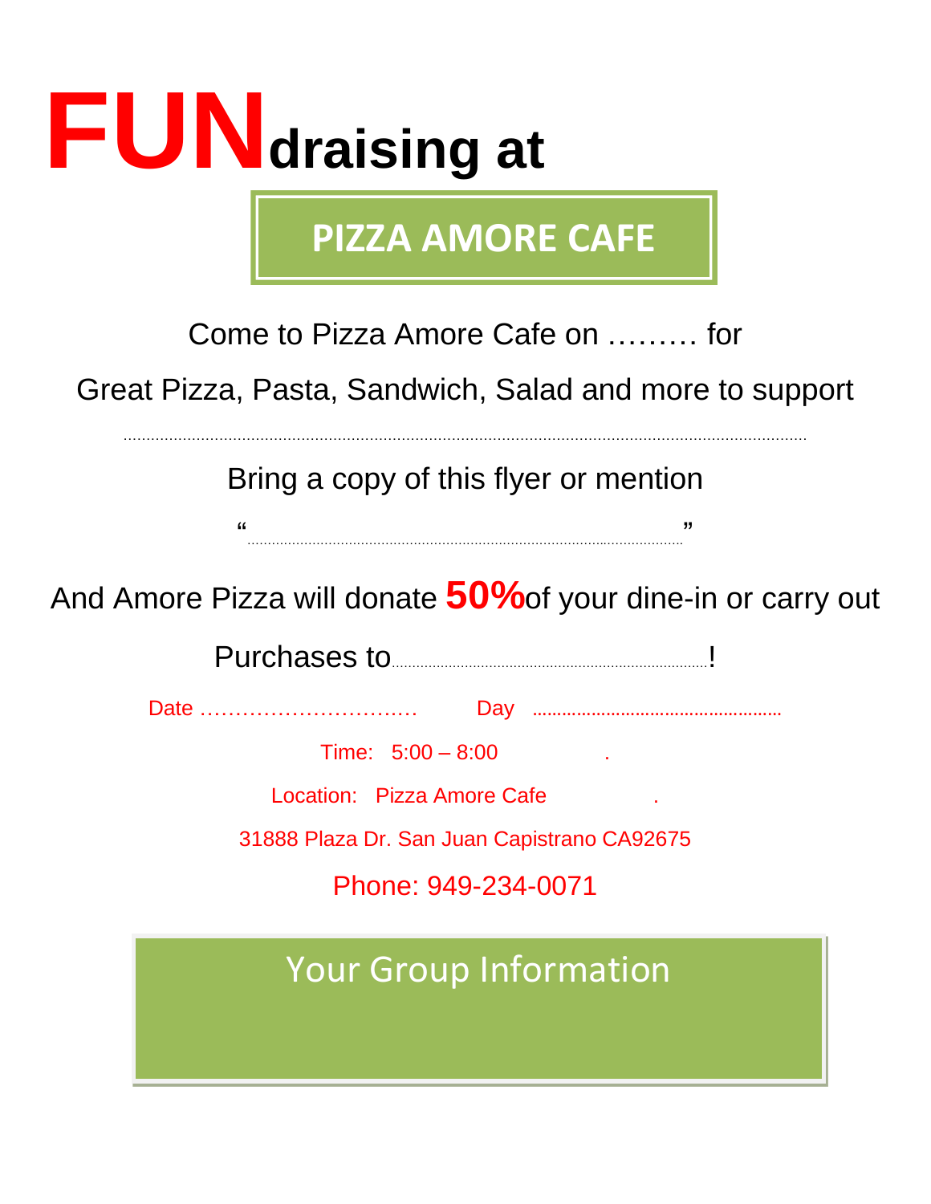# **FUN**draising at

## PIZZA AMORE CAFE

Come to Pizza Amore Cafe on ……… for

Great Pizza, Pasta, Sandwich, Salad and more to support

……………………………………………………………………………………………………………………

Bring a copy of this flyer or mention

"……………………………………………………………………………"

And Amore Pizza will donate **50%** of your dine-in or carry out

Purchases to……………………………………………………!

Date …………………………    Day ………………………………………

Time: 5:00 – 8:00 .

Location: Pizza Amore Cafe .

31888 Plaza Dr. San Juan Capistrano CA92675

Phone: 949-234-0071

Your Group Information